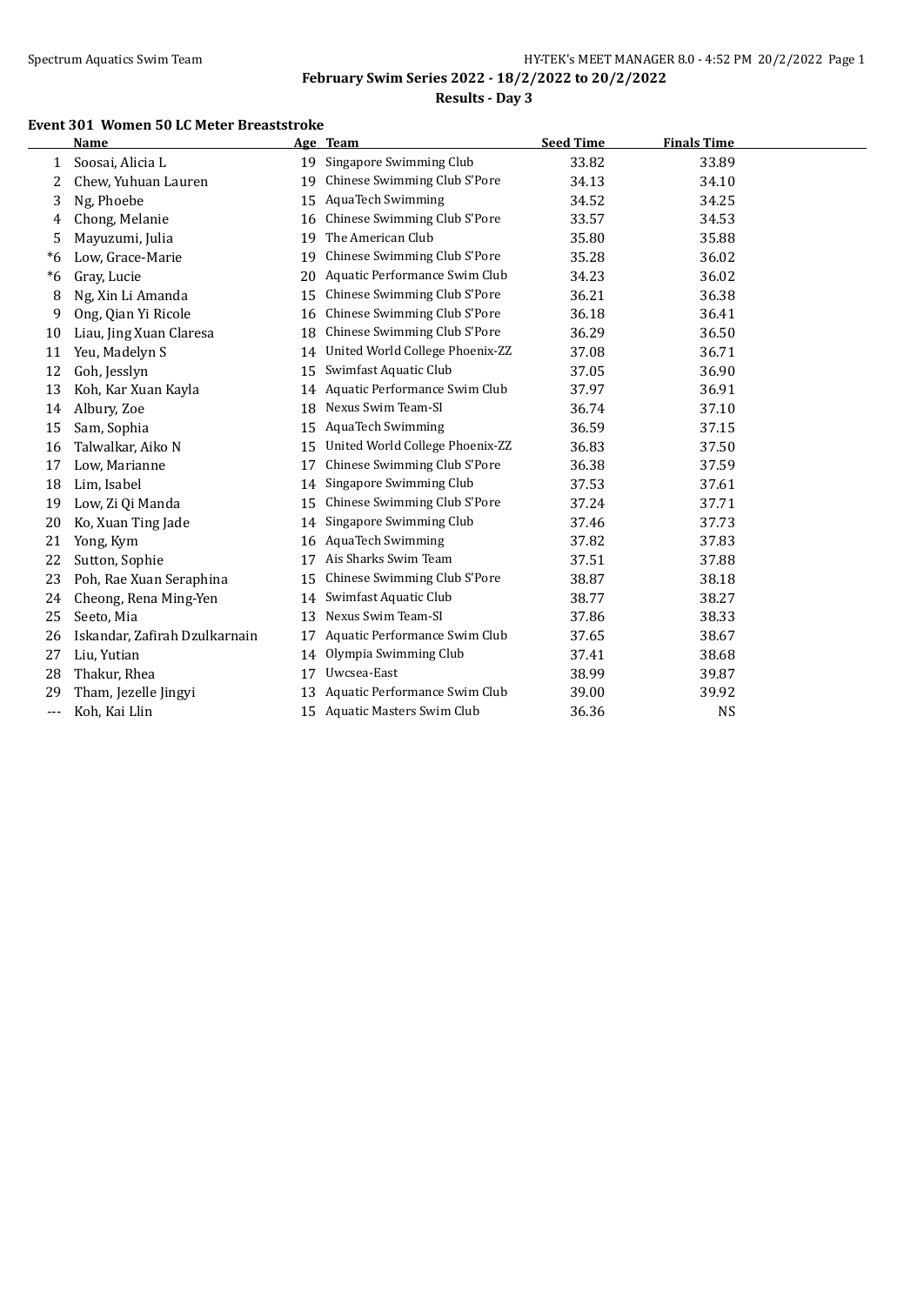**February Swim Series 2022 - 18/2/2022 to 20/2/2022**

**Results - Day 3**

### Event 301 Women 50 LC Meter Breaststroke

| | Name | Age | Team | Seed Time | Finals Time |
|---|---|---|---|---|---|
| 1 | Soosai, Alicia L | 19 | Singapore Swimming Club | 33.82 | 33.89 |
| 2 | Chew, Yuhuan Lauren | 19 | Chinese Swimming Club S'Pore | 34.13 | 34.10 |
| 3 | Ng, Phoebe | 15 | AquaTech Swimming | 34.52 | 34.25 |
| 4 | Chong, Melanie | 16 | Chinese Swimming Club S'Pore | 33.57 | 34.53 |
| 5 | Mayuzumi, Julia | 19 | The American Club | 35.80 | 35.88 |
| *6 | Low, Grace-Marie | 19 | Chinese Swimming Club S'Pore | 35.28 | 36.02 |
| *6 | Gray, Lucie | 20 | Aquatic Performance Swim Club | 34.23 | 36.02 |
| 8 | Ng, Xin Li Amanda | 15 | Chinese Swimming Club S'Pore | 36.21 | 36.38 |
| 9 | Ong, Qian Yi Ricole | 16 | Chinese Swimming Club S'Pore | 36.18 | 36.41 |
| 10 | Liau, Jing Xuan Claresa | 18 | Chinese Swimming Club S'Pore | 36.29 | 36.50 |
| 11 | Yeu, Madelyn S | 14 | United World College Phoenix-ZZ | 37.08 | 36.71 |
| 12 | Goh, Jesslyn | 15 | Swimfast Aquatic Club | 37.05 | 36.90 |
| 13 | Koh, Kar Xuan Kayla | 14 | Aquatic Performance Swim Club | 37.97 | 36.91 |
| 14 | Albury, Zoe | 18 | Nexus Swim Team-SI | 36.74 | 37.10 |
| 15 | Sam, Sophia | 15 | AquaTech Swimming | 36.59 | 37.15 |
| 16 | Talwalkar, Aiko N | 15 | United World College Phoenix-ZZ | 36.83 | 37.50 |
| 17 | Low, Marianne | 17 | Chinese Swimming Club S'Pore | 36.38 | 37.59 |
| 18 | Lim, Isabel | 14 | Singapore Swimming Club | 37.53 | 37.61 |
| 19 | Low, Zi Qi Manda | 15 | Chinese Swimming Club S'Pore | 37.24 | 37.71 |
| 20 | Ko, Xuan Ting Jade | 14 | Singapore Swimming Club | 37.46 | 37.73 |
| 21 | Yong, Kym | 16 | AquaTech Swimming | 37.82 | 37.83 |
| 22 | Sutton, Sophie | 17 | Ais Sharks Swim Team | 37.51 | 37.88 |
| 23 | Poh, Rae Xuan Seraphina | 15 | Chinese Swimming Club S'Pore | 38.87 | 38.18 |
| 24 | Cheong, Rena Ming-Yen | 14 | Swimfast Aquatic Club | 38.77 | 38.27 |
| 25 | Seeto, Mia | 13 | Nexus Swim Team-SI | 37.86 | 38.33 |
| 26 | Iskandar, Zafirah Dzulkarnain | 17 | Aquatic Performance Swim Club | 37.65 | 38.67 |
| 27 | Liu, Yutian | 14 | Olympia Swimming Club | 37.41 | 38.68 |
| 28 | Thakur, Rhea | 17 | Uwcsea-East | 38.99 | 39.87 |
| 29 | Tham, Jezelle Jingyi | 13 | Aquatic Performance Swim Club | 39.00 | 39.92 |
| --- | Koh, Kai Llin | 15 | Aquatic Masters Swim Club | 36.36 | NS |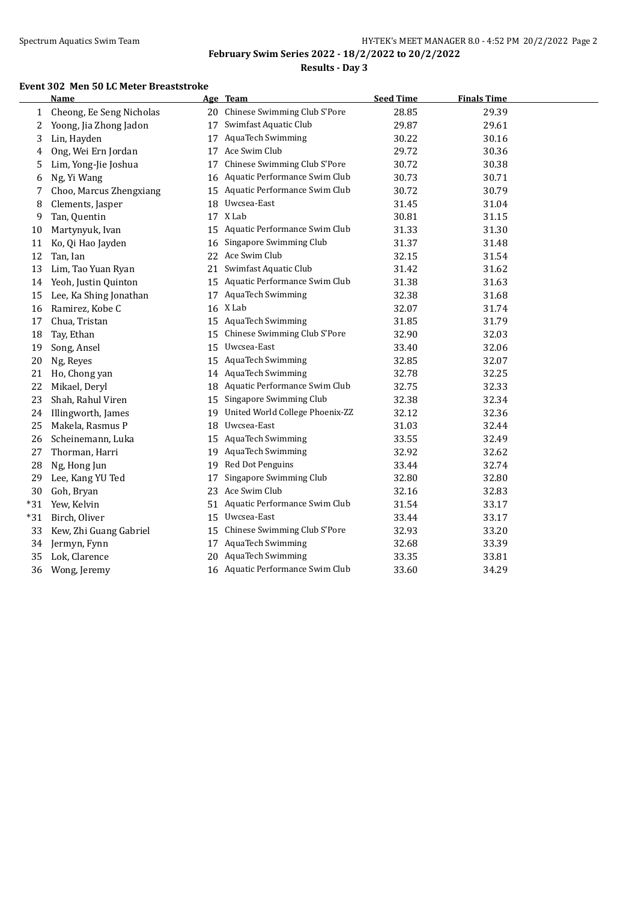## February Swim Series 2022 - 18/2/2022 to 20/2/2022

### Results - Day 3

#### Event 302 Men 50 LC Meter Breaststroke

| | Name | Age | Team | Seed Time | Finals Time |
|---|---|---|---|---|---|
| 1 | Cheong, Ee Seng Nicholas | 20 | Chinese Swimming Club S'Pore | 28.85 | 29.39 |
| 2 | Yoong, Jia Zhong Jadon | 17 | Swimfast Aquatic Club | 29.87 | 29.61 |
| 3 | Lin, Hayden | 17 | AquaTech Swimming | 30.22 | 30.16 |
| 4 | Ong, Wei Ern Jordan | 17 | Ace Swim Club | 29.72 | 30.36 |
| 5 | Lim, Yong-Jie Joshua | 17 | Chinese Swimming Club S'Pore | 30.72 | 30.38 |
| 6 | Ng, Yi Wang | 16 | Aquatic Performance Swim Club | 30.73 | 30.71 |
| 7 | Choo, Marcus Zhengxiang | 15 | Aquatic Performance Swim Club | 30.72 | 30.79 |
| 8 | Clements, Jasper | 18 | Uwcsea-East | 31.45 | 31.04 |
| 9 | Tan, Quentin | 17 | X Lab | 30.81 | 31.15 |
| 10 | Martynyuk, Ivan | 15 | Aquatic Performance Swim Club | 31.33 | 31.30 |
| 11 | Ko, Qi Hao Jayden | 16 | Singapore Swimming Club | 31.37 | 31.48 |
| 12 | Tan, Ian | 22 | Ace Swim Club | 32.15 | 31.54 |
| 13 | Lim, Tao Yuan Ryan | 21 | Swimfast Aquatic Club | 31.42 | 31.62 |
| 14 | Yeoh, Justin Quinton | 15 | Aquatic Performance Swim Club | 31.38 | 31.63 |
| 15 | Lee, Ka Shing Jonathan | 17 | AquaTech Swimming | 32.38 | 31.68 |
| 16 | Ramirez, Kobe C | 16 | X Lab | 32.07 | 31.74 |
| 17 | Chua, Tristan | 15 | AquaTech Swimming | 31.85 | 31.79 |
| 18 | Tay, Ethan | 15 | Chinese Swimming Club S'Pore | 32.90 | 32.03 |
| 19 | Song, Ansel | 15 | Uwcsea-East | 33.40 | 32.06 |
| 20 | Ng, Reyes | 15 | AquaTech Swimming | 32.85 | 32.07 |
| 21 | Ho, Chong yan | 14 | AquaTech Swimming | 32.78 | 32.25 |
| 22 | Mikael, Deryl | 18 | Aquatic Performance Swim Club | 32.75 | 32.33 |
| 23 | Shah, Rahul Viren | 15 | Singapore Swimming Club | 32.38 | 32.34 |
| 24 | Illingworth, James | 19 | United World College Phoenix-ZZ | 32.12 | 32.36 |
| 25 | Makela, Rasmus P | 18 | Uwcsea-East | 31.03 | 32.44 |
| 26 | Scheinemann, Luka | 15 | AquaTech Swimming | 33.55 | 32.49 |
| 27 | Thorman, Harri | 19 | AquaTech Swimming | 32.92 | 32.62 |
| 28 | Ng, Hong Jun | 19 | Red Dot Penguins | 33.44 | 32.74 |
| 29 | Lee, Kang YU Ted | 17 | Singapore Swimming Club | 32.80 | 32.80 |
| 30 | Goh, Bryan | 23 | Ace Swim Club | 32.16 | 32.83 |
| *31 | Yew, Kelvin | 51 | Aquatic Performance Swim Club | 31.54 | 33.17 |
| *31 | Birch, Oliver | 15 | Uwcsea-East | 33.44 | 33.17 |
| 33 | Kew, Zhi Guang Gabriel | 15 | Chinese Swimming Club S'Pore | 32.93 | 33.20 |
| 34 | Jermyn, Fynn | 17 | AquaTech Swimming | 32.68 | 33.39 |
| 35 | Lok, Clarence | 20 | AquaTech Swimming | 33.35 | 33.81 |
| 36 | Wong, Jeremy | 16 | Aquatic Performance Swim Club | 33.60 | 34.29 |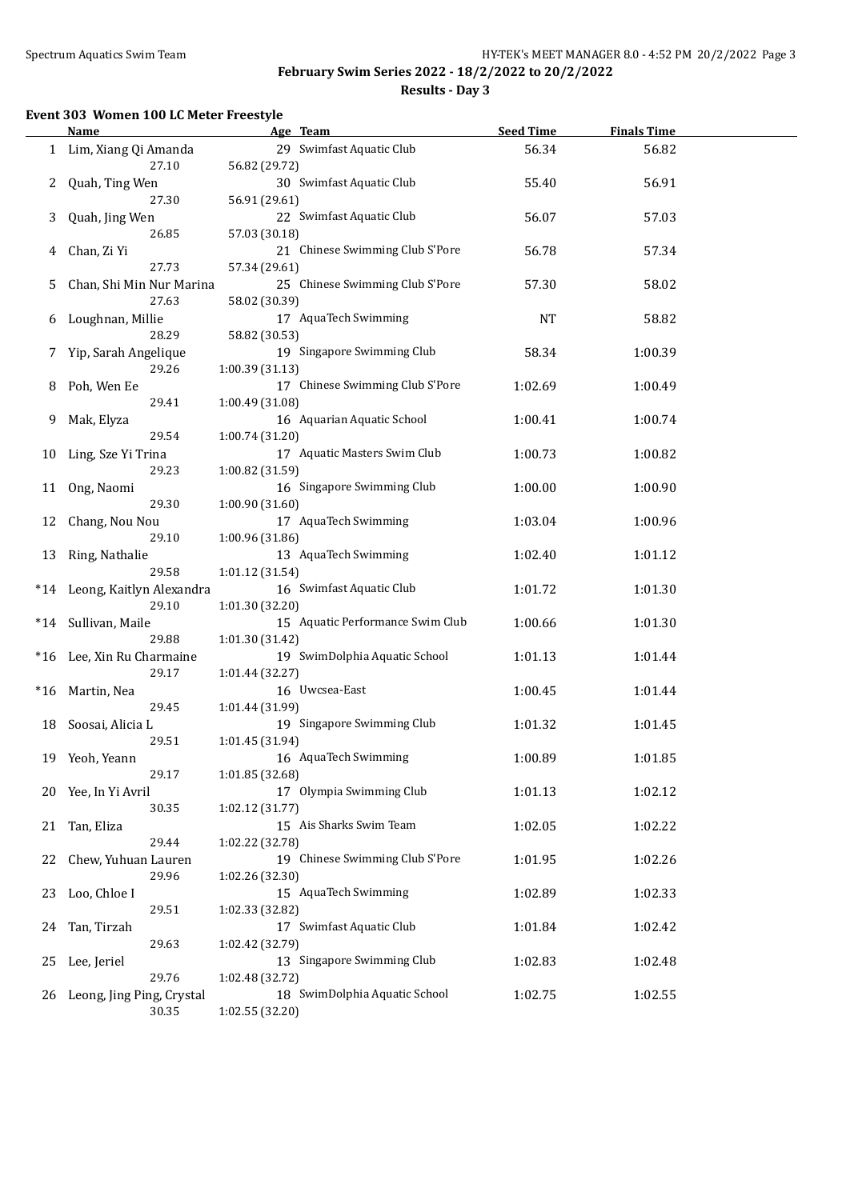## Event 303 Women 100 LC Meter Freestyle

| | Name | Age | Team | Seed Time | Finals Time |
|---|---|---|---|---|---|
| 1 | Lim, Xiang Qi Amanda | 29 | Swimfast Aquatic Club | 56.34 | 56.82 |
| | 27.10 | 56.82 (29.72) | | | |
| 2 | Quah, Ting Wen | 30 | Swimfast Aquatic Club | 55.40 | 56.91 |
| | 27.30 | 56.91 (29.61) | | | |
| 3 | Quah, Jing Wen | 22 | Swimfast Aquatic Club | 56.07 | 57.03 |
| | 26.85 | 57.03 (30.18) | | | |
| 4 | Chan, Zi Yi | 21 | Chinese Swimming Club S'Pore | 56.78 | 57.34 |
| | 27.73 | 57.34 (29.61) | | | |
| 5 | Chan, Shi Min Nur Marina | 25 | Chinese Swimming Club S'Pore | 57.30 | 58.02 |
| | 27.63 | 58.02 (30.39) | | | |
| 6 | Loughnan, Millie | 17 | AquaTech Swimming | NT | 58.82 |
| | 28.29 | 58.82 (30.53) | | | |
| 7 | Yip, Sarah Angelique | 19 | Singapore Swimming Club | 58.34 | 1:00.39 |
| | 29.26 | 1:00.39 (31.13) | | | |
| 8 | Poh, Wen Ee | 17 | Chinese Swimming Club S'Pore | 1:02.69 | 1:00.49 |
| | 29.41 | 1:00.49 (31.08) | | | |
| 9 | Mak, Elyza | 16 | Aquarian Aquatic School | 1:00.41 | 1:00.74 |
| | 29.54 | 1:00.74 (31.20) | | | |
| 10 | Ling, Sze Yi Trina | 17 | Aquatic Masters Swim Club | 1:00.73 | 1:00.82 |
| | 29.23 | 1:00.82 (31.59) | | | |
| 11 | Ong, Naomi | 16 | Singapore Swimming Club | 1:00.00 | 1:00.90 |
| | 29.30 | 1:00.90 (31.60) | | | |
| 12 | Chang, Nou Nou | 17 | AquaTech Swimming | 1:03.04 | 1:00.96 |
| | 29.10 | 1:00.96 (31.86) | | | |
| 13 | Ring, Nathalie | 13 | AquaTech Swimming | 1:02.40 | 1:01.12 |
| | 29.58 | 1:01.12 (31.54) | | | |
| *14 | Leong, Kaitlyn Alexandra | 16 | Swimfast Aquatic Club | 1:01.72 | 1:01.30 |
| | 29.10 | 1:01.30 (32.20) | | | |
| *14 | Sullivan, Maile | 15 | Aquatic Performance Swim Club | 1:00.66 | 1:01.30 |
| | 29.88 | 1:01.30 (31.42) | | | |
| *16 | Lee, Xin Ru Charmaine | 19 | SwimDolphia Aquatic School | 1:01.13 | 1:01.44 |
| | 29.17 | 1:01.44 (32.27) | | | |
| *16 | Martin, Nea | 16 | Uwcsea-East | 1:00.45 | 1:01.44 |
| | 29.45 | 1:01.44 (31.99) | | | |
| 18 | Soosai, Alicia L | 19 | Singapore Swimming Club | 1:01.32 | 1:01.45 |
| | 29.51 | 1:01.45 (31.94) | | | |
| 19 | Yeoh, Yeann | 16 | AquaTech Swimming | 1:00.89 | 1:01.85 |
| | 29.17 | 1:01.85 (32.68) | | | |
| 20 | Yee, In Yi Avril | 17 | Olympia Swimming Club | 1:01.13 | 1:02.12 |
| | 30.35 | 1:02.12 (31.77) | | | |
| 21 | Tan, Eliza | 15 | Ais Sharks Swim Team | 1:02.05 | 1:02.22 |
| | 29.44 | 1:02.22 (32.78) | | | |
| 22 | Chew, Yuhuan Lauren | 19 | Chinese Swimming Club S'Pore | 1:01.95 | 1:02.26 |
| | 29.96 | 1:02.26 (32.30) | | | |
| 23 | Loo, Chloe I | 15 | AquaTech Swimming | 1:02.89 | 1:02.33 |
| | 29.51 | 1:02.33 (32.82) | | | |
| 24 | Tan, Tirzah | 17 | Swimfast Aquatic Club | 1:01.84 | 1:02.42 |
| | 29.63 | 1:02.42 (32.79) | | | |
| 25 | Lee, Jeriel | 13 | Singapore Swimming Club | 1:02.83 | 1:02.48 |
| | 29.76 | 1:02.48 (32.72) | | | |
| 26 | Leong, Jing Ping, Crystal | 18 | SwimDolphia Aquatic School | 1:02.75 | 1:02.55 |
| | 30.35 | 1:02.55 (32.20) | | | |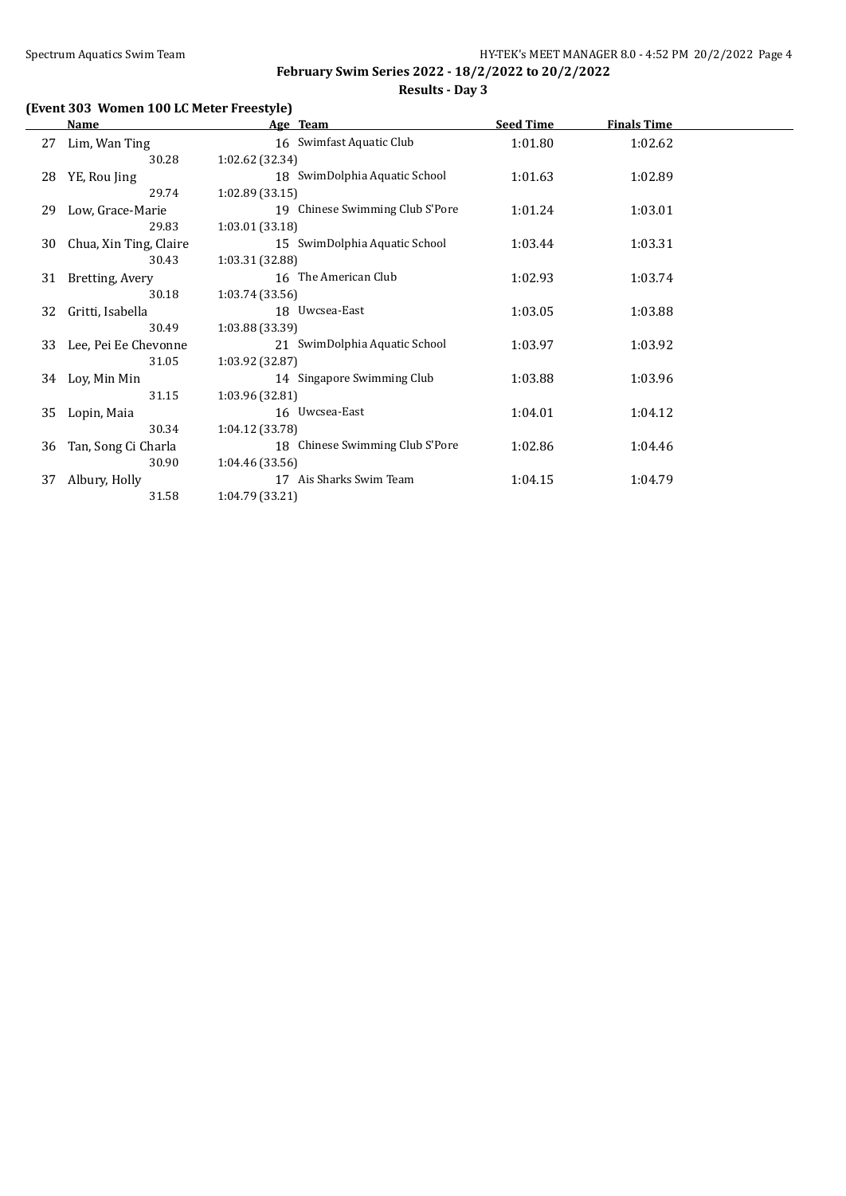**February Swim Series 2022 - 18/2/2022 to 20/2/2022**

**Results - Day 3**

### (Event 303 Women 100 LC Meter Freestyle)

| | Name | Age | Team | Seed Time | Finals Time |
|---|---|---|---|---|---|
| 27 | Lim, Wan Ting | 16 | Swimfast Aquatic Club | 1:01.80 | 1:02.62 |
| | 30.28 | 1:02.62 (32.34) | | | |
| 28 | YE, Rou Jing | 18 | SwimDolphia Aquatic School | 1:01.63 | 1:02.89 |
| | 29.74 | 1:02.89 (33.15) | | | |
| 29 | Low, Grace-Marie | 19 | Chinese Swimming Club S'Pore | 1:01.24 | 1:03.01 |
| | 29.83 | 1:03.01 (33.18) | | | |
| 30 | Chua, Xin Ting, Claire | 15 | SwimDolphia Aquatic School | 1:03.44 | 1:03.31 |
| | 30.43 | 1:03.31 (32.88) | | | |
| 31 | Bretting, Avery | 16 | The American Club | 1:02.93 | 1:03.74 |
| | 30.18 | 1:03.74 (33.56) | | | |
| 32 | Gritti, Isabella | 18 | Uwcsea-East | 1:03.05 | 1:03.88 |
| | 30.49 | 1:03.88 (33.39) | | | |
| 33 | Lee, Pei Ee Chevonne | 21 | SwimDolphia Aquatic School | 1:03.97 | 1:03.92 |
| | 31.05 | 1:03.92 (32.87) | | | |
| 34 | Loy, Min Min | 14 | Singapore Swimming Club | 1:03.88 | 1:03.96 |
| | 31.15 | 1:03.96 (32.81) | | | |
| 35 | Lopin, Maia | 16 | Uwcsea-East | 1:04.01 | 1:04.12 |
| | 30.34 | 1:04.12 (33.78) | | | |
| 36 | Tan, Song Ci Charla | 18 | Chinese Swimming Club S'Pore | 1:02.86 | 1:04.46 |
| | 30.90 | 1:04.46 (33.56) | | | |
| 37 | Albury, Holly | 17 | Ais Sharks Swim Team | 1:04.15 | 1:04.79 |
| | 31.58 | 1:04.79 (33.21) | | | |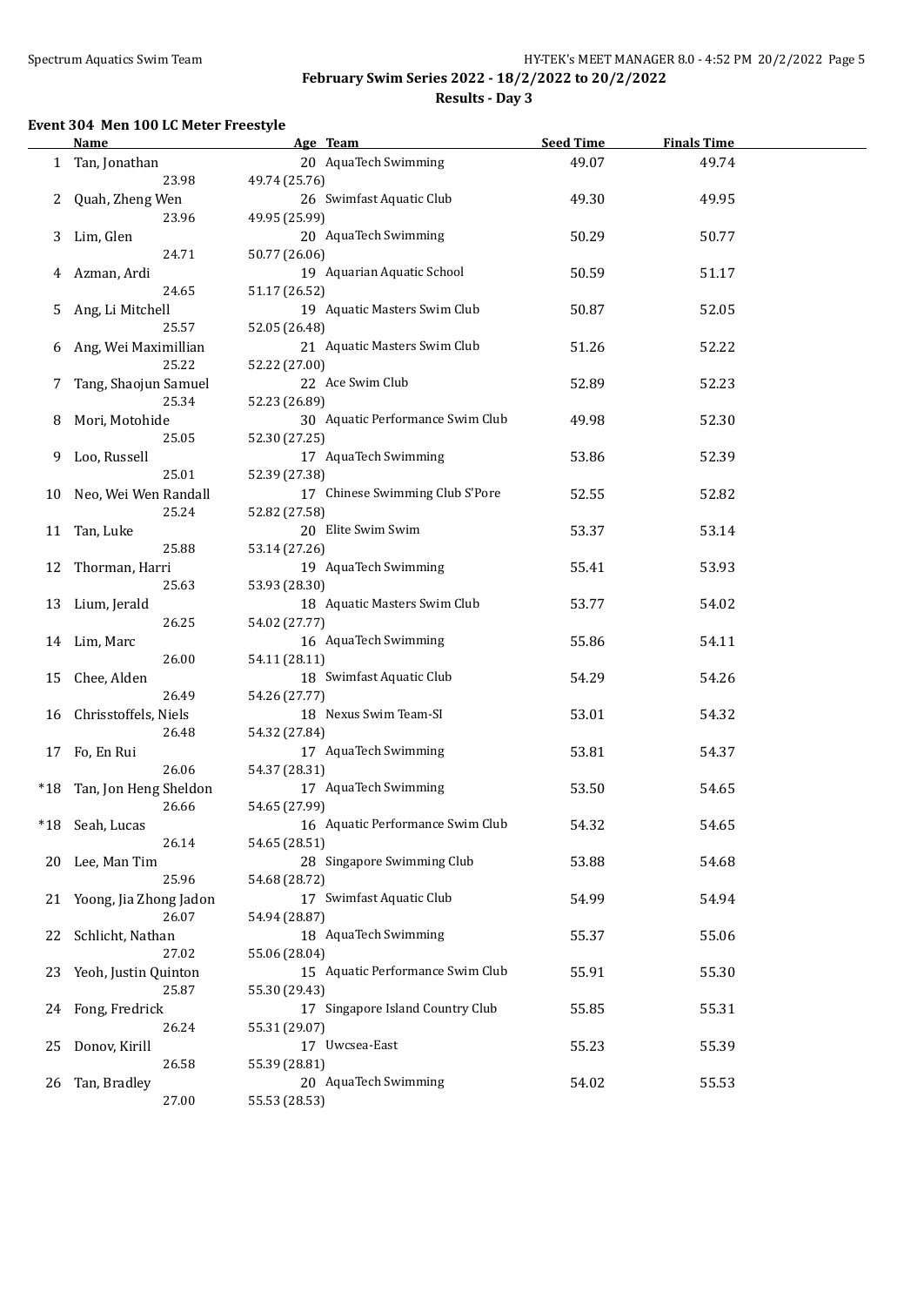February Swim Series 2022 - 18/2/2022 to 20/2/2022

Results - Day 3

### Event 304 Men 100 LC Meter Freestyle

| | Name | Age | Team | Seed Time | Finals Time |
|---|---|---|---|---|---|
| 1 | Tan, Jonathan | 20 | AquaTech Swimming | 49.07 | 49.74 |
| | 23.98 | 49.74 (25.76) | | | |
| 2 | Quah, Zheng Wen | 26 | Swimfast Aquatic Club | 49.30 | 49.95 |
| | 23.96 | 49.95 (25.99) | | | |
| 3 | Lim, Glen | 20 | AquaTech Swimming | 50.29 | 50.77 |
| | 24.71 | 50.77 (26.06) | | | |
| 4 | Azman, Ardi | 19 | Aquarian Aquatic School | 50.59 | 51.17 |
| | 24.65 | 51.17 (26.52) | | | |
| 5 | Ang, Li Mitchell | 19 | Aquatic Masters Swim Club | 50.87 | 52.05 |
| | 25.57 | 52.05 (26.48) | | | |
| 6 | Ang, Wei Maximillian | 21 | Aquatic Masters Swim Club | 51.26 | 52.22 |
| | 25.22 | 52.22 (27.00) | | | |
| 7 | Tang, Shaojun Samuel | 22 | Ace Swim Club | 52.89 | 52.23 |
| | 25.34 | 52.23 (26.89) | | | |
| 8 | Mori, Motohide | 30 | Aquatic Performance Swim Club | 49.98 | 52.30 |
| | 25.05 | 52.30 (27.25) | | | |
| 9 | Loo, Russell | 17 | AquaTech Swimming | 53.86 | 52.39 |
| | 25.01 | 52.39 (27.38) | | | |
| 10 | Neo, Wei Wen Randall | 17 | Chinese Swimming Club S'Pore | 52.55 | 52.82 |
| | 25.24 | 52.82 (27.58) | | | |
| 11 | Tan, Luke | 20 | Elite Swim Swim | 53.37 | 53.14 |
| | 25.88 | 53.14 (27.26) | | | |
| 12 | Thorman, Harri | 19 | AquaTech Swimming | 55.41 | 53.93 |
| | 25.63 | 53.93 (28.30) | | | |
| 13 | Lium, Jerald | 18 | Aquatic Masters Swim Club | 53.77 | 54.02 |
| | 26.25 | 54.02 (27.77) | | | |
| 14 | Lim, Marc | 16 | AquaTech Swimming | 55.86 | 54.11 |
| | 26.00 | 54.11 (28.11) | | | |
| 15 | Chee, Alden | 18 | Swimfast Aquatic Club | 54.29 | 54.26 |
| | 26.49 | 54.26 (27.77) | | | |
| 16 | Chrisstoffels, Niels | 18 | Nexus Swim Team-SI | 53.01 | 54.32 |
| | 26.48 | 54.32 (27.84) | | | |
| 17 | Fo, En Rui | 17 | AquaTech Swimming | 53.81 | 54.37 |
| | 26.06 | 54.37 (28.31) | | | |
| *18 | Tan, Jon Heng Sheldon | 17 | AquaTech Swimming | 53.50 | 54.65 |
| | 26.66 | 54.65 (27.99) | | | |
| *18 | Seah, Lucas | 16 | Aquatic Performance Swim Club | 54.32 | 54.65 |
| | 26.14 | 54.65 (28.51) | | | |
| 20 | Lee, Man Tim | 28 | Singapore Swimming Club | 53.88 | 54.68 |
| | 25.96 | 54.68 (28.72) | | | |
| 21 | Yoong, Jia Zhong Jadon | 17 | Swimfast Aquatic Club | 54.99 | 54.94 |
| | 26.07 | 54.94 (28.87) | | | |
| 22 | Schlicht, Nathan | 18 | AquaTech Swimming | 55.37 | 55.06 |
| | 27.02 | 55.06 (28.04) | | | |
| 23 | Yeoh, Justin Quinton | 15 | Aquatic Performance Swim Club | 55.91 | 55.30 |
| | 25.87 | 55.30 (29.43) | | | |
| 24 | Fong, Fredrick | 17 | Singapore Island Country Club | 55.85 | 55.31 |
| | 26.24 | 55.31 (29.07) | | | |
| 25 | Donov, Kirill | 17 | Uwcsea-East | 55.23 | 55.39 |
| | 26.58 | 55.39 (28.81) | | | |
| 26 | Tan, Bradley | 20 | AquaTech Swimming | 54.02 | 55.53 |
| | 27.00 | 55.53 (28.53) | | | |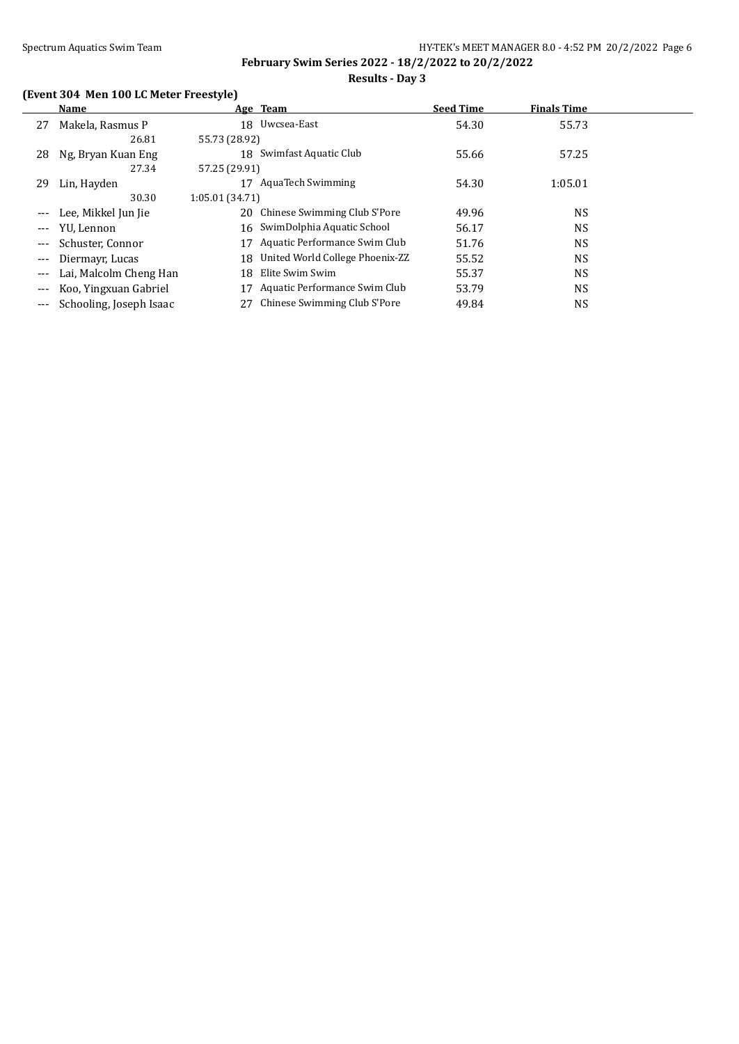## February Swim Series 2022 - 18/2/2022 to 20/2/2022

### Results - Day 3

**(Event 304 Men 100 LC Meter Freestyle)**

| | Name | Age | Team | Seed Time | Finals Time |
|---|---|---|---|---|---|
| 27 | Makela, Rasmus P | 18 | Uwcsea-East | 54.30 | 55.73 |
| | 26.81 | 55.73 (28.92) | | | |
| 28 | Ng, Bryan Kuan Eng | 18 | Swimfast Aquatic Club | 55.66 | 57.25 |
| | 27.34 | 57.25 (29.91) | | | |
| 29 | Lin, Hayden | 17 | AquaTech Swimming | 54.30 | 1:05.01 |
| | 30.30 | 1:05.01 (34.71) | | | |
| --- | Lee, Mikkel Jun Jie | 20 | Chinese Swimming Club S'Pore | 49.96 | NS |
| --- | YU, Lennon | 16 | SwimDolphia Aquatic School | 56.17 | NS |
| --- | Schuster, Connor | 17 | Aquatic Performance Swim Club | 51.76 | NS |
| --- | Diermayr, Lucas | 18 | United World College Phoenix-ZZ | 55.52 | NS |
| --- | Lai, Malcolm Cheng Han | 18 | Elite Swim Swim | 55.37 | NS |
| --- | Koo, Yingxuan Gabriel | 17 | Aquatic Performance Swim Club | 53.79 | NS |
| --- | Schooling, Joseph Isaac | 27 | Chinese Swimming Club S'Pore | 49.84 | NS |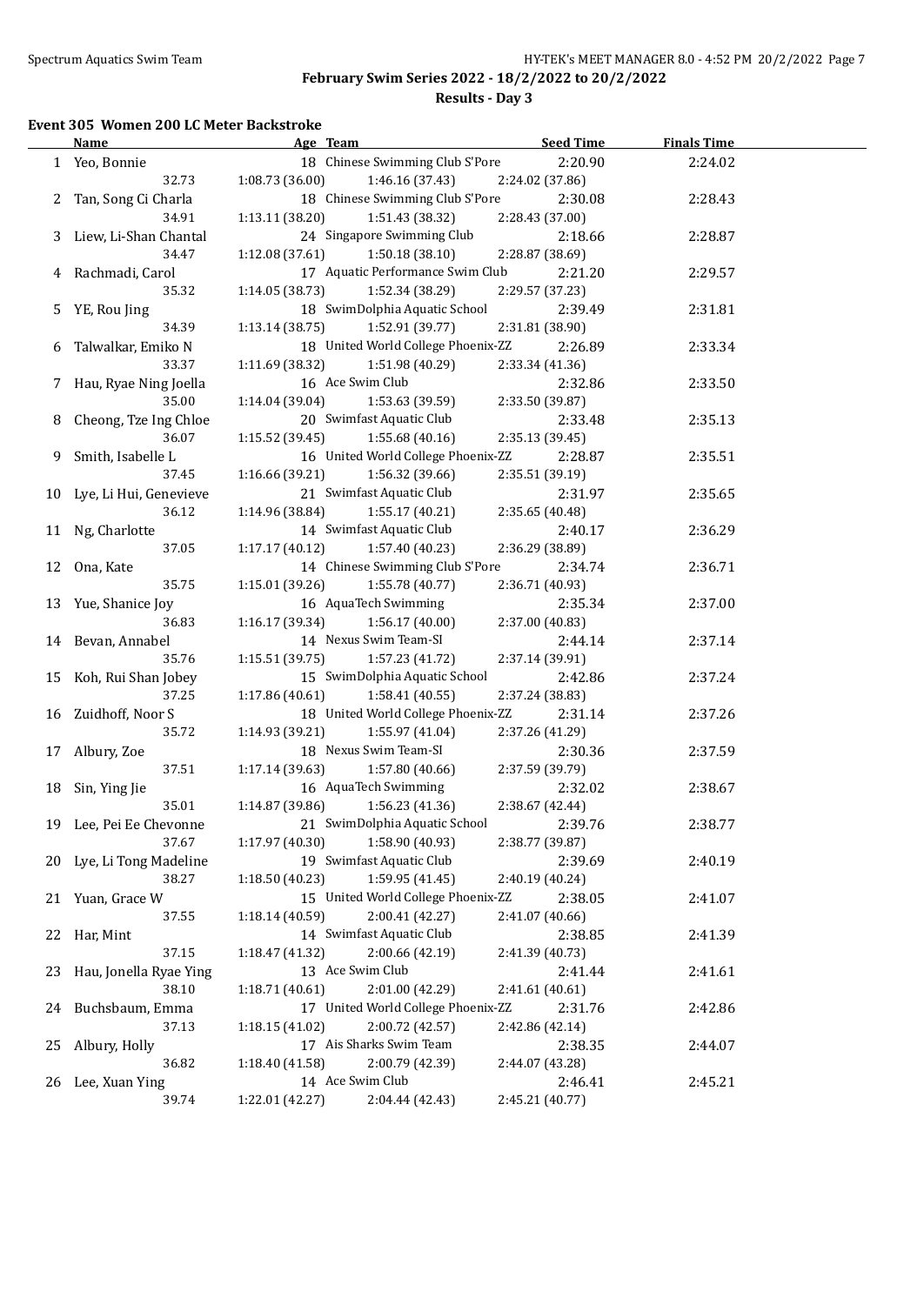February Swim Series 2022 - 18/2/2022 to 20/2/2022

Results - Day 3

### Event 305 Women 200 LC Meter Backstroke

| | Name | Age | Team | Seed Time | Finals Time |
|---|---|---|---|---|---|
| 1 | Yeo, Bonnie | 18 | Chinese Swimming Club S'Pore | 2:20.90 | 2:24.02 |
| | 32.73 | 1:08.73 (36.00) | 1:46.16 (37.43) | 2:24.02 (37.86) | |
| 2 | Tan, Song Ci Charla | 18 | Chinese Swimming Club S'Pore | 2:30.08 | 2:28.43 |
| | 34.91 | 1:13.11 (38.20) | 1:51.43 (38.32) | 2:28.43 (37.00) | |
| 3 | Liew, Li-Shan Chantal | 24 | Singapore Swimming Club | 2:18.66 | 2:28.87 |
| | 34.47 | 1:12.08 (37.61) | 1:50.18 (38.10) | 2:28.87 (38.69) | |
| 4 | Rachmadi, Carol | 17 | Aquatic Performance Swim Club | 2:21.20 | 2:29.57 |
| | 35.32 | 1:14.05 (38.73) | 1:52.34 (38.29) | 2:29.57 (37.23) | |
| 5 | YE, Rou Jing | 18 | SwimDolphia Aquatic School | 2:39.49 | 2:31.81 |
| | 34.39 | 1:13.14 (38.75) | 1:52.91 (39.77) | 2:31.81 (38.90) | |
| 6 | Talwalkar, Emiko N | 18 | United World College Phoenix-ZZ | 2:26.89 | 2:33.34 |
| | 33.37 | 1:11.69 (38.32) | 1:51.98 (40.29) | 2:33.34 (41.36) | |
| 7 | Hau, Ryae Ning Joella | 16 | Ace Swim Club | 2:32.86 | 2:33.50 |
| | 35.00 | 1:14.04 (39.04) | 1:53.63 (39.59) | 2:33.50 (39.87) | |
| 8 | Cheong, Tze Ing Chloe | 20 | Swimfast Aquatic Club | 2:33.48 | 2:35.13 |
| | 36.07 | 1:15.52 (39.45) | 1:55.68 (40.16) | 2:35.13 (39.45) | |
| 9 | Smith, Isabelle L | 16 | United World College Phoenix-ZZ | 2:28.87 | 2:35.51 |
| | 37.45 | 1:16.66 (39.21) | 1:56.32 (39.66) | 2:35.51 (39.19) | |
| 10 | Lye, Li Hui, Genevieve | 21 | Swimfast Aquatic Club | 2:31.97 | 2:35.65 |
| | 36.12 | 1:14.96 (38.84) | 1:55.17 (40.21) | 2:35.65 (40.48) | |
| 11 | Ng, Charlotte | 14 | Swimfast Aquatic Club | 2:40.17 | 2:36.29 |
| | 37.05 | 1:17.17 (40.12) | 1:57.40 (40.23) | 2:36.29 (38.89) | |
| 12 | Ona, Kate | 14 | Chinese Swimming Club S'Pore | 2:34.74 | 2:36.71 |
| | 35.75 | 1:15.01 (39.26) | 1:55.78 (40.77) | 2:36.71 (40.93) | |
| 13 | Yue, Shanice Joy | 16 | AquaTech Swimming | 2:35.34 | 2:37.00 |
| | 36.83 | 1:16.17 (39.34) | 1:56.17 (40.00) | 2:37.00 (40.83) | |
| 14 | Bevan, Annabel | 14 | Nexus Swim Team-SI | 2:44.14 | 2:37.14 |
| | 35.76 | 1:15.51 (39.75) | 1:57.23 (41.72) | 2:37.14 (39.91) | |
| 15 | Koh, Rui Shan Jobey | 15 | SwimDolphia Aquatic School | 2:42.86 | 2:37.24 |
| | 37.25 | 1:17.86 (40.61) | 1:58.41 (40.55) | 2:37.24 (38.83) | |
| 16 | Zuidhoff, Noor S | 18 | United World College Phoenix-ZZ | 2:31.14 | 2:37.26 |
| | 35.72 | 1:14.93 (39.21) | 1:55.97 (41.04) | 2:37.26 (41.29) | |
| 17 | Albury, Zoe | 18 | Nexus Swim Team-SI | 2:30.36 | 2:37.59 |
| | 37.51 | 1:17.14 (39.63) | 1:57.80 (40.66) | 2:37.59 (39.79) | |
| 18 | Sin, Ying Jie | 16 | AquaTech Swimming | 2:32.02 | 2:38.67 |
| | 35.01 | 1:14.87 (39.86) | 1:56.23 (41.36) | 2:38.67 (42.44) | |
| 19 | Lee, Pei Ee Chevonne | 21 | SwimDolphia Aquatic School | 2:39.76 | 2:38.77 |
| | 37.67 | 1:17.97 (40.30) | 1:58.90 (40.93) | 2:38.77 (39.87) | |
| 20 | Lye, Li Tong Madeline | 19 | Swimfast Aquatic Club | 2:39.69 | 2:40.19 |
| | 38.27 | 1:18.50 (40.23) | 1:59.95 (41.45) | 2:40.19 (40.24) | |
| 21 | Yuan, Grace W | 15 | United World College Phoenix-ZZ | 2:38.05 | 2:41.07 |
| | 37.55 | 1:18.14 (40.59) | 2:00.41 (42.27) | 2:41.07 (40.66) | |
| 22 | Har, Mint | 14 | Swimfast Aquatic Club | 2:38.85 | 2:41.39 |
| | 37.15 | 1:18.47 (41.32) | 2:00.66 (42.19) | 2:41.39 (40.73) | |
| 23 | Hau, Jonella Ryae Ying | 13 | Ace Swim Club | 2:41.44 | 2:41.61 |
| | 38.10 | 1:18.71 (40.61) | 2:01.00 (42.29) | 2:41.61 (40.61) | |
| 24 | Buchsbaum, Emma | 17 | United World College Phoenix-ZZ | 2:31.76 | 2:42.86 |
| | 37.13 | 1:18.15 (41.02) | 2:00.72 (42.57) | 2:42.86 (42.14) | |
| 25 | Albury, Holly | 17 | Ais Sharks Swim Team | 2:38.35 | 2:44.07 |
| | 36.82 | 1:18.40 (41.58) | 2:00.79 (42.39) | 2:44.07 (43.28) | |
| 26 | Lee, Xuan Ying | 14 | Ace Swim Club | 2:46.41 | 2:45.21 |
| | 39.74 | 1:22.01 (42.27) | 2:04.44 (42.43) | 2:45.21 (40.77) | |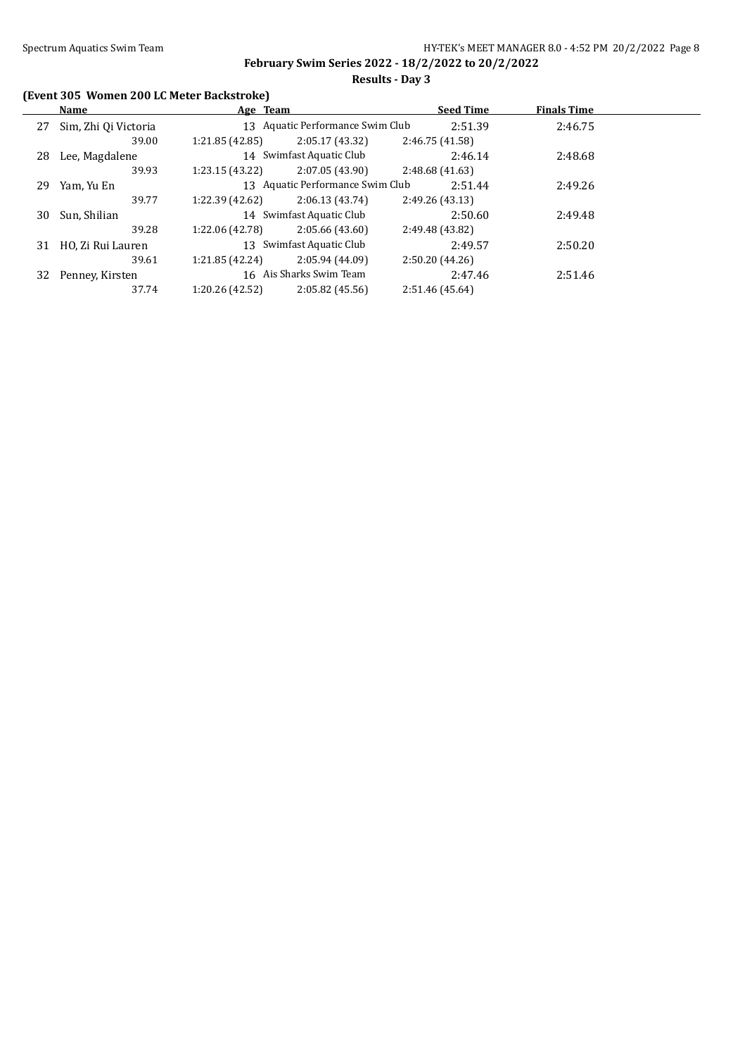**February Swim Series 2022 - 18/2/2022 to 20/2/2022**

**Results - Day 3**

### (Event 305 Women 200 LC Meter Backstroke)

| | Name | Age | Team | Seed Time | Finals Time |
|---|---|---|---|---|---|
| 27 | Sim, Zhi Qi Victoria | 13 | Aquatic Performance Swim Club | 2:51.39 | 2:46.75 |
| | 39.00 | 1:21.85 (42.85) | 2:05.17 (43.32) | 2:46.75 (41.58) | |
| 28 | Lee, Magdalene | 14 | Swimfast Aquatic Club | 2:46.14 | 2:48.68 |
| | 39.93 | 1:23.15 (43.22) | 2:07.05 (43.90) | 2:48.68 (41.63) | |
| 29 | Yam, Yu En | 13 | Aquatic Performance Swim Club | 2:51.44 | 2:49.26 |
| | 39.77 | 1:22.39 (42.62) | 2:06.13 (43.74) | 2:49.26 (43.13) | |
| 30 | Sun, Shilian | 14 | Swimfast Aquatic Club | 2:50.60 | 2:49.48 |
| | 39.28 | 1:22.06 (42.78) | 2:05.66 (43.60) | 2:49.48 (43.82) | |
| 31 | HO, Zi Rui Lauren | 13 | Swimfast Aquatic Club | 2:49.57 | 2:50.20 |
| | 39.61 | 1:21.85 (42.24) | 2:05.94 (44.09) | 2:50.20 (44.26) | |
| 32 | Penney, Kirsten | 16 | Ais Sharks Swim Team | 2:47.46 | 2:51.46 |
| | 37.74 | 1:20.26 (42.52) | 2:05.82 (45.56) | 2:51.46 (45.64) | |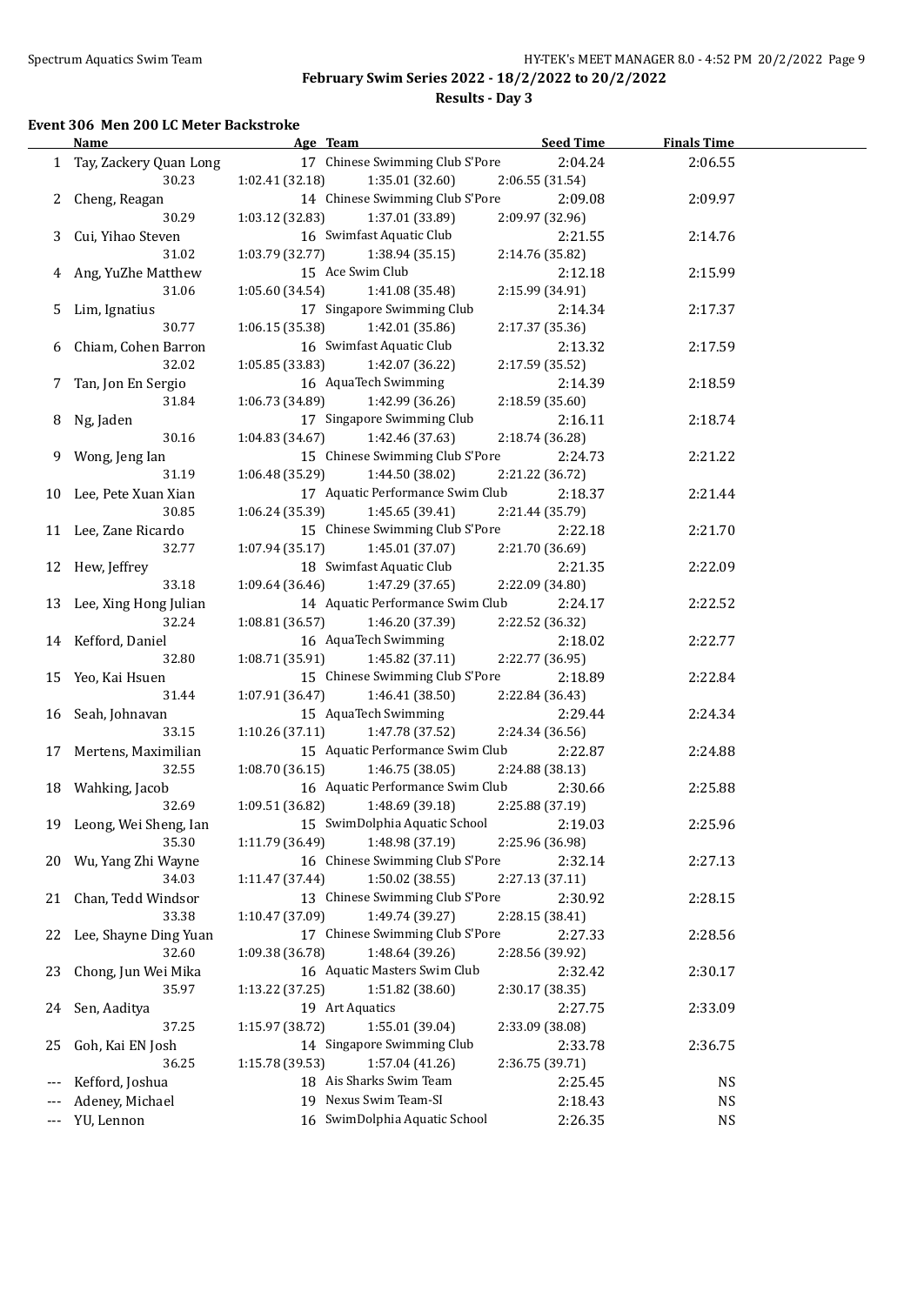**February Swim Series 2022 - 18/2/2022 to 20/2/2022**

**Results - Day 3**

### Event 306 Men 200 LC Meter Backstroke

| | Name | Age | Team | Seed Time | Finals Time |
|---|---|---|---|---|---|
| 1 | Tay, Zackery Quan Long | 17 | Chinese Swimming Club S'Pore | 2:04.24 | 2:06.55 |
| | 30.23 | 1:02.41 (32.18) | 1:35.01 (32.60) | 2:06.55 (31.54) | |
| 2 | Cheng, Reagan | 14 | Chinese Swimming Club S'Pore | 2:09.08 | 2:09.97 |
| | 30.29 | 1:03.12 (32.83) | 1:37.01 (33.89) | 2:09.97 (32.96) | |
| 3 | Cui, Yihao Steven | 16 | Swimfast Aquatic Club | 2:21.55 | 2:14.76 |
| | 31.02 | 1:03.79 (32.77) | 1:38.94 (35.15) | 2:14.76 (35.82) | |
| 4 | Ang, YuZhe Matthew | 15 | Ace Swim Club | 2:12.18 | 2:15.99 |
| | 31.06 | 1:05.60 (34.54) | 1:41.08 (35.48) | 2:15.99 (34.91) | |
| 5 | Lim, Ignatius | 17 | Singapore Swimming Club | 2:14.34 | 2:17.37 |
| | 30.77 | 1:06.15 (35.38) | 1:42.01 (35.86) | 2:17.37 (35.36) | |
| 6 | Chiam, Cohen Barron | 16 | Swimfast Aquatic Club | 2:13.32 | 2:17.59 |
| | 32.02 | 1:05.85 (33.83) | 1:42.07 (36.22) | 2:17.59 (35.52) | |
| 7 | Tan, Jon En Sergio | 16 | AquaTech Swimming | 2:14.39 | 2:18.59 |
| | 31.84 | 1:06.73 (34.89) | 1:42.99 (36.26) | 2:18.59 (35.60) | |
| 8 | Ng, Jaden | 17 | Singapore Swimming Club | 2:16.11 | 2:18.74 |
| | 30.16 | 1:04.83 (34.67) | 1:42.46 (37.63) | 2:18.74 (36.28) | |
| 9 | Wong, Jeng Ian | 15 | Chinese Swimming Club S'Pore | 2:24.73 | 2:21.22 |
| | 31.19 | 1:06.48 (35.29) | 1:44.50 (38.02) | 2:21.22 (36.72) | |
| 10 | Lee, Pete Xuan Xian | 17 | Aquatic Performance Swim Club | 2:18.37 | 2:21.44 |
| | 30.85 | 1:06.24 (35.39) | 1:45.65 (39.41) | 2:21.44 (35.79) | |
| 11 | Lee, Zane Ricardo | 15 | Chinese Swimming Club S'Pore | 2:22.18 | 2:21.70 |
| | 32.77 | 1:07.94 (35.17) | 1:45.01 (37.07) | 2:21.70 (36.69) | |
| 12 | Hew, Jeffrey | 18 | Swimfast Aquatic Club | 2:21.35 | 2:22.09 |
| | 33.18 | 1:09.64 (36.46) | 1:47.29 (37.65) | 2:22.09 (34.80) | |
| 13 | Lee, Xing Hong Julian | 14 | Aquatic Performance Swim Club | 2:24.17 | 2:22.52 |
| | 32.24 | 1:08.81 (36.57) | 1:46.20 (37.39) | 2:22.52 (36.32) | |
| 14 | Kefford, Daniel | 16 | AquaTech Swimming | 2:18.02 | 2:22.77 |
| | 32.80 | 1:08.71 (35.91) | 1:45.82 (37.11) | 2:22.77 (36.95) | |
| 15 | Yeo, Kai Hsuen | 15 | Chinese Swimming Club S'Pore | 2:18.89 | 2:22.84 |
| | 31.44 | 1:07.91 (36.47) | 1:46.41 (38.50) | 2:22.84 (36.43) | |
| 16 | Seah, Johnavan | 15 | AquaTech Swimming | 2:29.44 | 2:24.34 |
| | 33.15 | 1:10.26 (37.11) | 1:47.78 (37.52) | 2:24.34 (36.56) | |
| 17 | Mertens, Maximilian | 15 | Aquatic Performance Swim Club | 2:22.87 | 2:24.88 |
| | 32.55 | 1:08.70 (36.15) | 1:46.75 (38.05) | 2:24.88 (38.13) | |
| 18 | Wahking, Jacob | 16 | Aquatic Performance Swim Club | 2:30.66 | 2:25.88 |
| | 32.69 | 1:09.51 (36.82) | 1:48.69 (39.18) | 2:25.88 (37.19) | |
| 19 | Leong, Wei Sheng, Ian | 15 | SwimDolphia Aquatic School | 2:19.03 | 2:25.96 |
| | 35.30 | 1:11.79 (36.49) | 1:48.98 (37.19) | 2:25.96 (36.98) | |
| 20 | Wu, Yang Zhi Wayne | 16 | Chinese Swimming Club S'Pore | 2:32.14 | 2:27.13 |
| | 34.03 | 1:11.47 (37.44) | 1:50.02 (38.55) | 2:27.13 (37.11) | |
| 21 | Chan, Tedd Windsor | 13 | Chinese Swimming Club S'Pore | 2:30.92 | 2:28.15 |
| | 33.38 | 1:10.47 (37.09) | 1:49.74 (39.27) | 2:28.15 (38.41) | |
| 22 | Lee, Shayne Ding Yuan | 17 | Chinese Swimming Club S'Pore | 2:27.33 | 2:28.56 |
| | 32.60 | 1:09.38 (36.78) | 1:48.64 (39.26) | 2:28.56 (39.92) | |
| 23 | Chong, Jun Wei Mika | 16 | Aquatic Masters Swim Club | 2:32.42 | 2:30.17 |
| | 35.97 | 1:13.22 (37.25) | 1:51.82 (38.60) | 2:30.17 (38.35) | |
| 24 | Sen, Aaditya | 19 | Art Aquatics | 2:27.75 | 2:33.09 |
| | 37.25 | 1:15.97 (38.72) | 1:55.01 (39.04) | 2:33.09 (38.08) | |
| 25 | Goh, Kai EN Josh | 14 | Singapore Swimming Club | 2:33.78 | 2:36.75 |
| | 36.25 | 1:15.78 (39.53) | 1:57.04 (41.26) | 2:36.75 (39.71) | |
| --- | Kefford, Joshua | 18 | Ais Sharks Swim Team | 2:25.45 | NS |
| --- | Adeney, Michael | 19 | Nexus Swim Team-SI | 2:18.43 | NS |
| --- | YU, Lennon | 16 | SwimDolphia Aquatic School | 2:26.35 | NS |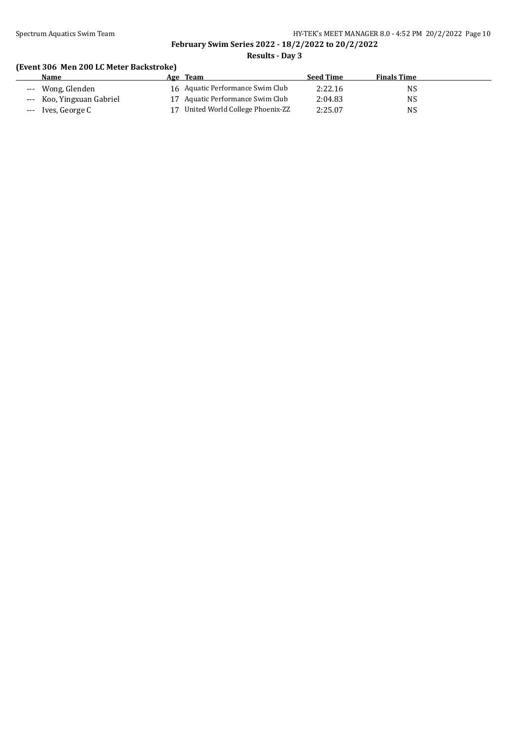**February Swim Series 2022 - 18/2/2022 to 20/2/2022**

**Results - Day 3**

### (Event 306 Men 200 LC Meter Backstroke)

| | Name | Age | Team | Seed Time | Finals Time |
|---|---|---|---|---|---|
| --- | Wong, Glenden | 16 | Aquatic Performance Swim Club | 2:22.16 | NS |
| --- | Koo, Yingxuan Gabriel | 17 | Aquatic Performance Swim Club | 2:04.83 | NS |
| --- | Ives, George C | 17 | United World College Phoenix-ZZ | 2:25.07 | NS |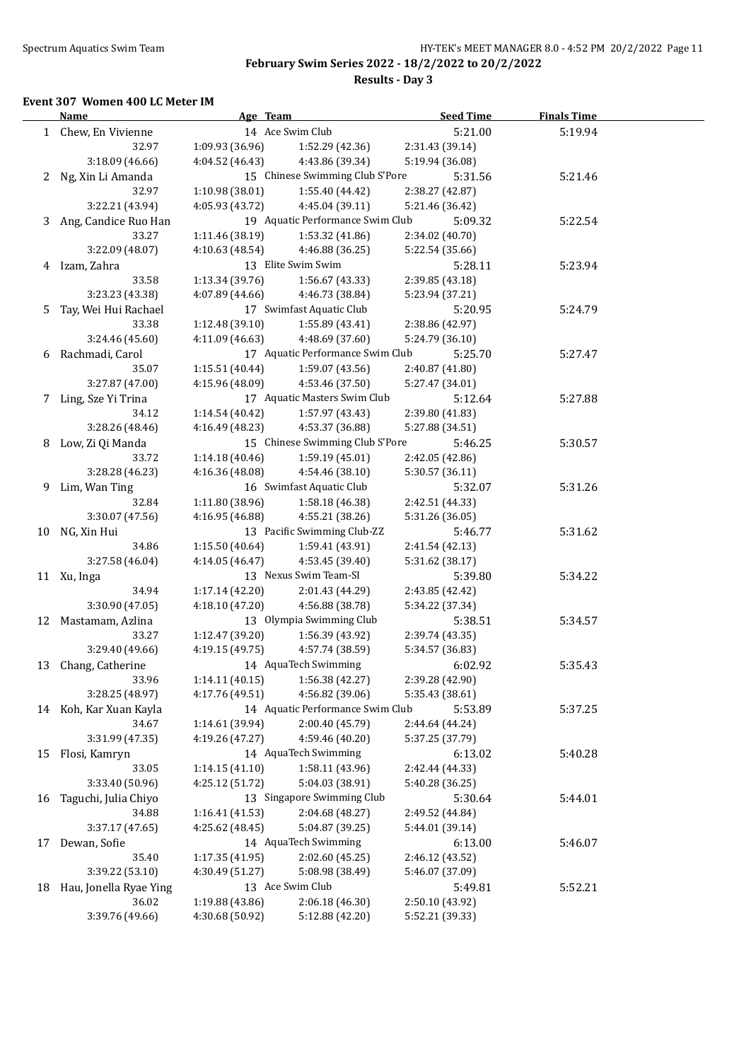**February Swim Series 2022 - 18/2/2022 to 20/2/2022**

**Results - Day 3**

### Event 307 Women 400 LC Meter IM

| | Name | Age | Team | Seed Time | Finals Time |
|---|---|---|---|---|---|
| 1 | Chew, En Vivienne | 14 | Ace Swim Club | 5:21.00 | 5:19.94 |
| | 32.97 | 1:09.93 (36.96) | 1:52.29 (42.36) | 2:31.43 (39.14) | |
| | 3:18.09 (46.66) | 4:04.52 (46.43) | 4:43.86 (39.34) | 5:19.94 (36.08) | |
| 2 | Ng, Xin Li Amanda | 15 | Chinese Swimming Club S'Pore | 5:31.56 | 5:21.46 |
| | 32.97 | 1:10.98 (38.01) | 1:55.40 (44.42) | 2:38.27 (42.87) | |
| | 3:22.21 (43.94) | 4:05.93 (43.72) | 4:45.04 (39.11) | 5:21.46 (36.42) | |
| 3 | Ang, Candice Ruo Han | 19 | Aquatic Performance Swim Club | 5:09.32 | 5:22.54 |
| | 33.27 | 1:11.46 (38.19) | 1:53.32 (41.86) | 2:34.02 (40.70) | |
| | 3:22.09 (48.07) | 4:10.63 (48.54) | 4:46.88 (36.25) | 5:22.54 (35.66) | |
| 4 | Izam, Zahra | 13 | Elite Swim Swim | 5:28.11 | 5:23.94 |
| | 33.58 | 1:13.34 (39.76) | 1:56.67 (43.33) | 2:39.85 (43.18) | |
| | 3:23.23 (43.38) | 4:07.89 (44.66) | 4:46.73 (38.84) | 5:23.94 (37.21) | |
| 5 | Tay, Wei Hui Rachael | 17 | Swimfast Aquatic Club | 5:20.95 | 5:24.79 |
| | 33.38 | 1:12.48 (39.10) | 1:55.89 (43.41) | 2:38.86 (42.97) | |
| | 3:24.46 (45.60) | 4:11.09 (46.63) | 4:48.69 (37.60) | 5:24.79 (36.10) | |
| 6 | Rachmadi, Carol | 17 | Aquatic Performance Swim Club | 5:25.70 | 5:27.47 |
| | 35.07 | 1:15.51 (40.44) | 1:59.07 (43.56) | 2:40.87 (41.80) | |
| | 3:27.87 (47.00) | 4:15.96 (48.09) | 4:53.46 (37.50) | 5:27.47 (34.01) | |
| 7 | Ling, Sze Yi Trina | 17 | Aquatic Masters Swim Club | 5:12.64 | 5:27.88 |
| | 34.12 | 1:14.54 (40.42) | 1:57.97 (43.43) | 2:39.80 (41.83) | |
| | 3:28.26 (48.46) | 4:16.49 (48.23) | 4:53.37 (36.88) | 5:27.88 (34.51) | |
| 8 | Low, Zi Qi Manda | 15 | Chinese Swimming Club S'Pore | 5:46.25 | 5:30.57 |
| | 33.72 | 1:14.18 (40.46) | 1:59.19 (45.01) | 2:42.05 (42.86) | |
| | 3:28.28 (46.23) | 4:16.36 (48.08) | 4:54.46 (38.10) | 5:30.57 (36.11) | |
| 9 | Lim, Wan Ting | 16 | Swimfast Aquatic Club | 5:32.07 | 5:31.26 |
| | 32.84 | 1:11.80 (38.96) | 1:58.18 (46.38) | 2:42.51 (44.33) | |
| | 3:30.07 (47.56) | 4:16.95 (46.88) | 4:55.21 (38.26) | 5:31.26 (36.05) | |
| 10 | NG, Xin Hui | 13 | Pacific Swimming Club-ZZ | 5:46.77 | 5:31.62 |
| | 34.86 | 1:15.50 (40.64) | 1:59.41 (43.91) | 2:41.54 (42.13) | |
| | 3:27.58 (46.04) | 4:14.05 (46.47) | 4:53.45 (39.40) | 5:31.62 (38.17) | |
| 11 | Xu, Inga | 13 | Nexus Swim Team-SI | 5:39.80 | 5:34.22 |
| | 34.94 | 1:17.14 (42.20) | 2:01.43 (44.29) | 2:43.85 (42.42) | |
| | 3:30.90 (47.05) | 4:18.10 (47.20) | 4:56.88 (38.78) | 5:34.22 (37.34) | |
| 12 | Mastamam, Azlina | 13 | Olympia Swimming Club | 5:38.51 | 5:34.57 |
| | 33.27 | 1:12.47 (39.20) | 1:56.39 (43.92) | 2:39.74 (43.35) | |
| | 3:29.40 (49.66) | 4:19.15 (49.75) | 4:57.74 (38.59) | 5:34.57 (36.83) | |
| 13 | Chang, Catherine | 14 | AquaTech Swimming | 6:02.92 | 5:35.43 |
| | 33.96 | 1:14.11 (40.15) | 1:56.38 (42.27) | 2:39.28 (42.90) | |
| | 3:28.25 (48.97) | 4:17.76 (49.51) | 4:56.82 (39.06) | 5:35.43 (38.61) | |
| 14 | Koh, Kar Xuan Kayla | 14 | Aquatic Performance Swim Club | 5:53.89 | 5:37.25 |
| | 34.67 | 1:14.61 (39.94) | 2:00.40 (45.79) | 2:44.64 (44.24) | |
| | 3:31.99 (47.35) | 4:19.26 (47.27) | 4:59.46 (40.20) | 5:37.25 (37.79) | |
| 15 | Flosi, Kamryn | 14 | AquaTech Swimming | 6:13.02 | 5:40.28 |
| | 33.05 | 1:14.15 (41.10) | 1:58.11 (43.96) | 2:42.44 (44.33) | |
| | 3:33.40 (50.96) | 4:25.12 (51.72) | 5:04.03 (38.91) | 5:40.28 (36.25) | |
| 16 | Taguchi, Julia Chiyo | 13 | Singapore Swimming Club | 5:30.64 | 5:44.01 |
| | 34.88 | 1:16.41 (41.53) | 2:04.68 (48.27) | 2:49.52 (44.84) | |
| | 3:37.17 (47.65) | 4:25.62 (48.45) | 5:04.87 (39.25) | 5:44.01 (39.14) | |
| 17 | Dewan, Sofie | 14 | AquaTech Swimming | 6:13.00 | 5:46.07 |
| | 35.40 | 1:17.35 (41.95) | 2:02.60 (45.25) | 2:46.12 (43.52) | |
| | 3:39.22 (53.10) | 4:30.49 (51.27) | 5:08.98 (38.49) | 5:46.07 (37.09) | |
| 18 | Hau, Jonella Ryae Ying | 13 | Ace Swim Club | 5:49.81 | 5:52.21 |
| | 36.02 | 1:19.88 (43.86) | 2:06.18 (46.30) | 2:50.10 (43.92) | |
| | 3:39.76 (49.66) | 4:30.68 (50.92) | 5:12.88 (42.20) | 5:52.21 (39.33) | |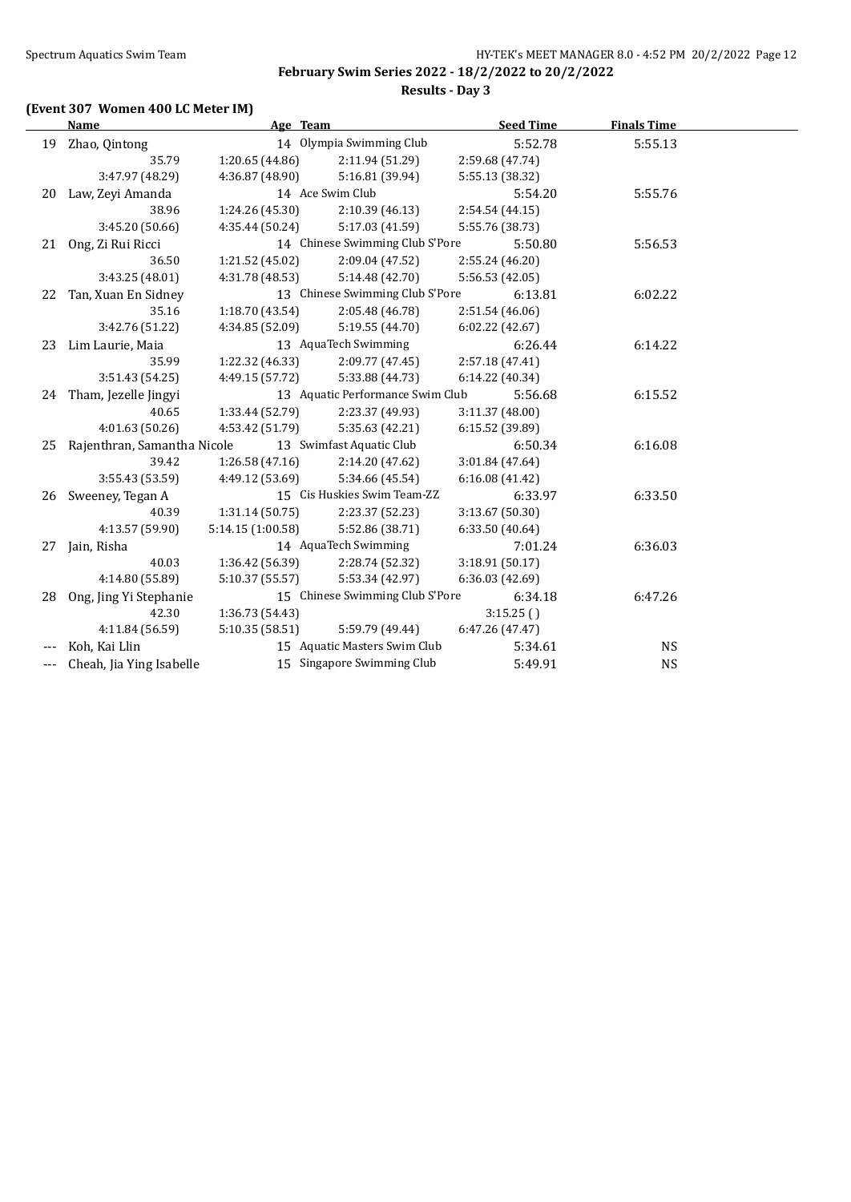**February Swim Series 2022 - 18/2/2022 to 20/2/2022**

**Results - Day 3**

### (Event 307 Women 400 LC Meter IM)

| | Name | Age | Team | Seed Time | Finals Time |
|---|---|---|---|---|---|
| 19 | Zhao, Qintong | 14 | Olympia Swimming Club | 5:52.78 | 5:55.13 |
| | 35.79 | 1:20.65 (44.86) | 2:11.94 (51.29) | 2:59.68 (47.74) | |
| | 3:47.97 (48.29) | 4:36.87 (48.90) | 5:16.81 (39.94) | 5:55.13 (38.32) | |
| 20 | Law, Zeyi Amanda | 14 | Ace Swim Club | 5:54.20 | 5:55.76 |
| | 38.96 | 1:24.26 (45.30) | 2:10.39 (46.13) | 2:54.54 (44.15) | |
| | 3:45.20 (50.66) | 4:35.44 (50.24) | 5:17.03 (41.59) | 5:55.76 (38.73) | |
| 21 | Ong, Zi Rui Ricci | 14 | Chinese Swimming Club S'Pore | 5:50.80 | 5:56.53 |
| | 36.50 | 1:21.52 (45.02) | 2:09.04 (47.52) | 2:55.24 (46.20) | |
| | 3:43.25 (48.01) | 4:31.78 (48.53) | 5:14.48 (42.70) | 5:56.53 (42.05) | |
| 22 | Tan, Xuan En Sidney | 13 | Chinese Swimming Club S'Pore | 6:13.81 | 6:02.22 |
| | 35.16 | 1:18.70 (43.54) | 2:05.48 (46.78) | 2:51.54 (46.06) | |
| | 3:42.76 (51.22) | 4:34.85 (52.09) | 5:19.55 (44.70) | 6:02.22 (42.67) | |
| 23 | Lim Laurie, Maia | 13 | AquaTech Swimming | 6:26.44 | 6:14.22 |
| | 35.99 | 1:22.32 (46.33) | 2:09.77 (47.45) | 2:57.18 (47.41) | |
| | 3:51.43 (54.25) | 4:49.15 (57.72) | 5:33.88 (44.73) | 6:14.22 (40.34) | |
| 24 | Tham, Jezelle Jingyi | 13 | Aquatic Performance Swim Club | 5:56.68 | 6:15.52 |
| | 40.65 | 1:33.44 (52.79) | 2:23.37 (49.93) | 3:11.37 (48.00) | |
| | 4:01.63 (50.26) | 4:53.42 (51.79) | 5:35.63 (42.21) | 6:15.52 (39.89) | |
| 25 | Rajenthran, Samantha Nicole | 13 | Swimfast Aquatic Club | 6:50.34 | 6:16.08 |
| | 39.42 | 1:26.58 (47.16) | 2:14.20 (47.62) | 3:01.84 (47.64) | |
| | 3:55.43 (53.59) | 4:49.12 (53.69) | 5:34.66 (45.54) | 6:16.08 (41.42) | |
| 26 | Sweeney, Tegan A | 15 | Cis Huskies Swim Team-ZZ | 6:33.97 | 6:33.50 |
| | 40.39 | 1:31.14 (50.75) | 2:23.37 (52.23) | 3:13.67 (50.30) | |
| | 4:13.57 (59.90) | 5:14.15 (1:00.58) | 5:52.86 (38.71) | 6:33.50 (40.64) | |
| 27 | Jain, Risha | 14 | AquaTech Swimming | 7:01.24 | 6:36.03 |
| | 40.03 | 1:36.42 (56.39) | 2:28.74 (52.32) | 3:18.91 (50.17) | |
| | 4:14.80 (55.89) | 5:10.37 (55.57) | 5:53.34 (42.97) | 6:36.03 (42.69) | |
| 28 | Ong, Jing Yi Stephanie | 15 | Chinese Swimming Club S'Pore | 6:34.18 | 6:47.26 |
| | 42.30 | 1:36.73 (54.43) | | 3:15.25 ( ) | |
| | 4:11.84 (56.59) | 5:10.35 (58.51) | 5:59.79 (49.44) | 6:47.26 (47.47) | |
| --- | Koh, Kai Llin | 15 | Aquatic Masters Swim Club | 5:34.61 | NS |
| --- | Cheah, Jia Ying Isabelle | 15 | Singapore Swimming Club | 5:49.91 | NS |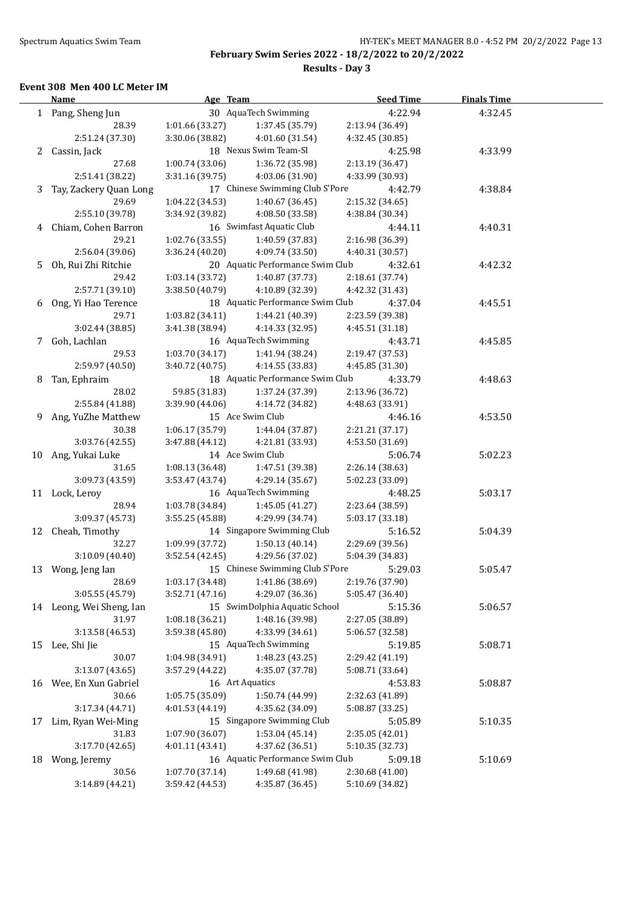**February Swim Series 2022 - 18/2/2022 to 20/2/2022**

**Results - Day 3**

### Event 308 Men 400 LC Meter IM

| | Name | Age | Team | Seed Time | Finals Time |
|---|---|---|---|---|---|
| 1 | Pang, Sheng Jun | 30 | AquaTech Swimming | 4:22.94 | 4:32.45 |
| | 28.39 | 1:01.66 (33.27) | 1:37.45 (35.79) | 2:13.94 (36.49) | |
| | 2:51.24 (37.30) | 3:30.06 (38.82) | 4:01.60 (31.54) | 4:32.45 (30.85) | |
| 2 | Cassin, Jack | 18 | Nexus Swim Team-SI | 4:25.98 | 4:33.99 |
| | 27.68 | 1:00.74 (33.06) | 1:36.72 (35.98) | 2:13.19 (36.47) | |
| | 2:51.41 (38.22) | 3:31.16 (39.75) | 4:03.06 (31.90) | 4:33.99 (30.93) | |
| 3 | Tay, Zackery Quan Long | 17 | Chinese Swimming Club S'Pore | 4:42.79 | 4:38.84 |
| | 29.69 | 1:04.22 (34.53) | 1:40.67 (36.45) | 2:15.32 (34.65) | |
| | 2:55.10 (39.78) | 3:34.92 (39.82) | 4:08.50 (33.58) | 4:38.84 (30.34) | |
| 4 | Chiam, Cohen Barron | 16 | Swimfast Aquatic Club | 4:44.11 | 4:40.31 |
| | 29.21 | 1:02.76 (33.55) | 1:40.59 (37.83) | 2:16.98 (36.39) | |
| | 2:56.04 (39.06) | 3:36.24 (40.20) | 4:09.74 (33.50) | 4:40.31 (30.57) | |
| 5 | Oh, Rui Zhi Ritchie | 20 | Aquatic Performance Swim Club | 4:32.61 | 4:42.32 |
| | 29.42 | 1:03.14 (33.72) | 1:40.87 (37.73) | 2:18.61 (37.74) | |
| | 2:57.71 (39.10) | 3:38.50 (40.79) | 4:10.89 (32.39) | 4:42.32 (31.43) | |
| 6 | Ong, Yi Hao Terence | 18 | Aquatic Performance Swim Club | 4:37.04 | 4:45.51 |
| | 29.71 | 1:03.82 (34.11) | 1:44.21 (40.39) | 2:23.59 (39.38) | |
| | 3:02.44 (38.85) | 3:41.38 (38.94) | 4:14.33 (32.95) | 4:45.51 (31.18) | |
| 7 | Goh, Lachlan | 16 | AquaTech Swimming | 4:43.71 | 4:45.85 |
| | 29.53 | 1:03.70 (34.17) | 1:41.94 (38.24) | 2:19.47 (37.53) | |
| | 2:59.97 (40.50) | 3:40.72 (40.75) | 4:14.55 (33.83) | 4:45.85 (31.30) | |
| 8 | Tan, Ephraim | 18 | Aquatic Performance Swim Club | 4:33.79 | 4:48.63 |
| | 28.02 | 59.85 (31.83) | 1:37.24 (37.39) | 2:13.96 (36.72) | |
| | 2:55.84 (41.88) | 3:39.90 (44.06) | 4:14.72 (34.82) | 4:48.63 (33.91) | |
| 9 | Ang, YuZhe Matthew | 15 | Ace Swim Club | 4:46.16 | 4:53.50 |
| | 30.38 | 1:06.17 (35.79) | 1:44.04 (37.87) | 2:21.21 (37.17) | |
| | 3:03.76 (42.55) | 3:47.88 (44.12) | 4:21.81 (33.93) | 4:53.50 (31.69) | |
| 10 | Ang, Yukai Luke | 14 | Ace Swim Club | 5:06.74 | 5:02.23 |
| | 31.65 | 1:08.13 (36.48) | 1:47.51 (39.38) | 2:26.14 (38.63) | |
| | 3:09.73 (43.59) | 3:53.47 (43.74) | 4:29.14 (35.67) | 5:02.23 (33.09) | |
| 11 | Lock, Leroy | 16 | AquaTech Swimming | 4:48.25 | 5:03.17 |
| | 28.94 | 1:03.78 (34.84) | 1:45.05 (41.27) | 2:23.64 (38.59) | |
| | 3:09.37 (45.73) | 3:55.25 (45.88) | 4:29.99 (34.74) | 5:03.17 (33.18) | |
| 12 | Cheah, Timothy | 14 | Singapore Swimming Club | 5:16.52 | 5:04.39 |
| | 32.27 | 1:09.99 (37.72) | 1:50.13 (40.14) | 2:29.69 (39.56) | |
| | 3:10.09 (40.40) | 3:52.54 (42.45) | 4:29.56 (37.02) | 5:04.39 (34.83) | |
| 13 | Wong, Jeng Ian | 15 | Chinese Swimming Club S'Pore | 5:29.03 | 5:05.47 |
| | 28.69 | 1:03.17 (34.48) | 1:41.86 (38.69) | 2:19.76 (37.90) | |
| | 3:05.55 (45.79) | 3:52.71 (47.16) | 4:29.07 (36.36) | 5:05.47 (36.40) | |
| 14 | Leong, Wei Sheng, Ian | 15 | SwimDolphia Aquatic School | 5:15.36 | 5:06.57 |
| | 31.97 | 1:08.18 (36.21) | 1:48.16 (39.98) | 2:27.05 (38.89) | |
| | 3:13.58 (46.53) | 3:59.38 (45.80) | 4:33.99 (34.61) | 5:06.57 (32.58) | |
| 15 | Lee, Shi Jie | 15 | AquaTech Swimming | 5:19.85 | 5:08.71 |
| | 30.07 | 1:04.98 (34.91) | 1:48.23 (43.25) | 2:29.42 (41.19) | |
| | 3:13.07 (43.65) | 3:57.29 (44.22) | 4:35.07 (37.78) | 5:08.71 (33.64) | |
| 16 | Wee, En Xun Gabriel | 16 | Art Aquatics | 4:53.83 | 5:08.87 |
| | 30.66 | 1:05.75 (35.09) | 1:50.74 (44.99) | 2:32.63 (41.89) | |
| | 3:17.34 (44.71) | 4:01.53 (44.19) | 4:35.62 (34.09) | 5:08.87 (33.25) | |
| 17 | Lim, Ryan Wei-Ming | 15 | Singapore Swimming Club | 5:05.89 | 5:10.35 |
| | 31.83 | 1:07.90 (36.07) | 1:53.04 (45.14) | 2:35.05 (42.01) | |
| | 3:17.70 (42.65) | 4:01.11 (43.41) | 4:37.62 (36.51) | 5:10.35 (32.73) | |
| 18 | Wong, Jeremy | 16 | Aquatic Performance Swim Club | 5:09.18 | 5:10.69 |
| | 30.56 | 1:07.70 (37.14) | 1:49.68 (41.98) | 2:30.68 (41.00) | |
| | 3:14.89 (44.21) | 3:59.42 (44.53) | 4:35.87 (36.45) | 5:10.69 (34.82) | |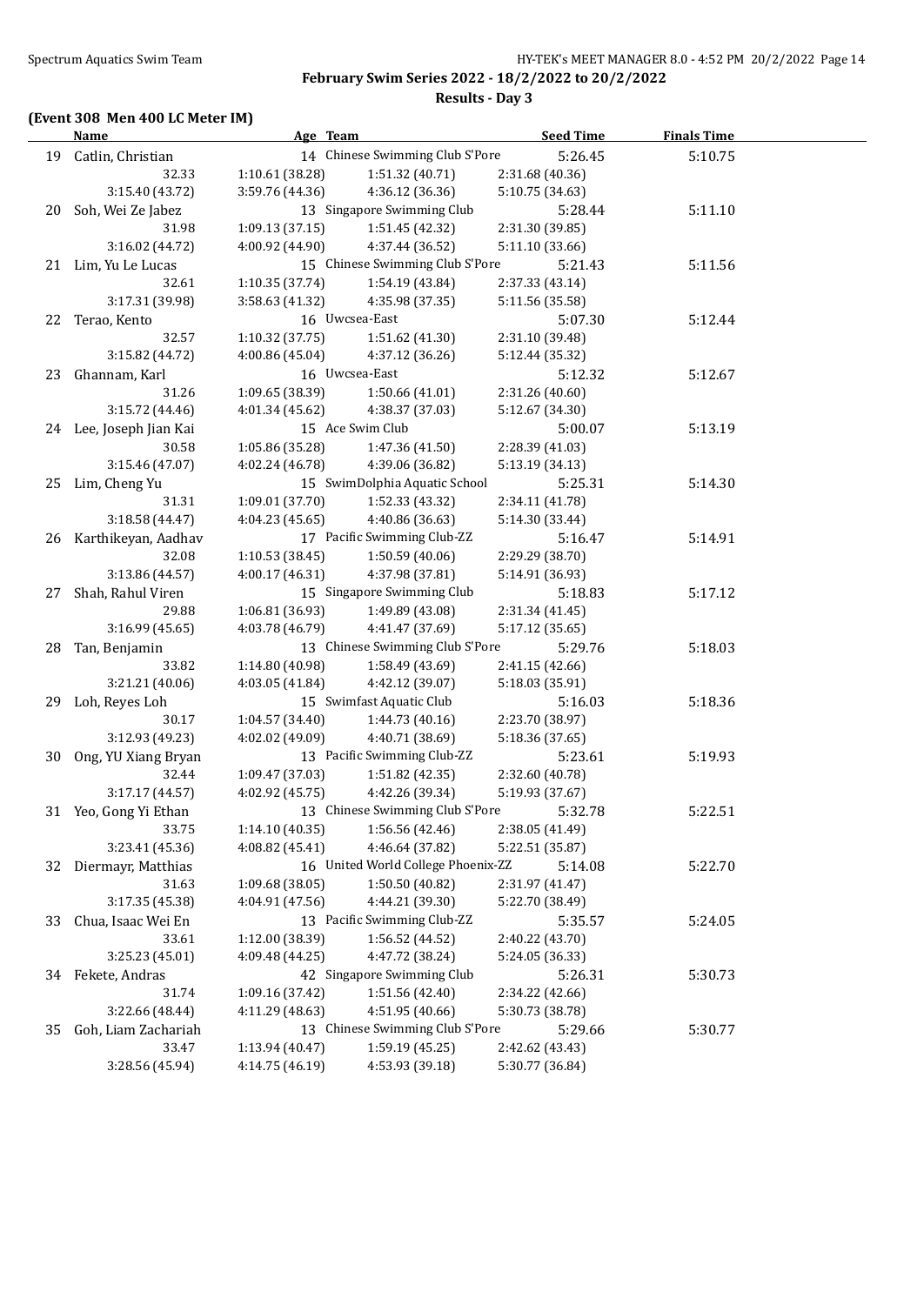**February Swim Series 2022 - 18/2/2022 to 20/2/2022**

**Results - Day 3**

### (Event 308 Men 400 LC Meter IM)

| | Name | Age | Team | Seed Time | Finals Time |
|---|---|---|---|---|---|
| 19 | Catlin, Christian | 14 | Chinese Swimming Club S'Pore | 5:26.45 | 5:10.75 |
| | 32.33 | 1:10.61 (38.28) | 1:51.32 (40.71) | 2:31.68 (40.36) | |
| | 3:15.40 (43.72) | 3:59.76 (44.36) | 4:36.12 (36.36) | 5:10.75 (34.63) | |
| 20 | Soh, Wei Ze Jabez | 13 | Singapore Swimming Club | 5:28.44 | 5:11.10 |
| | 31.98 | 1:09.13 (37.15) | 1:51.45 (42.32) | 2:31.30 (39.85) | |
| | 3:16.02 (44.72) | 4:00.92 (44.90) | 4:37.44 (36.52) | 5:11.10 (33.66) | |
| 21 | Lim, Yu Le Lucas | 15 | Chinese Swimming Club S'Pore | 5:21.43 | 5:11.56 |
| | 32.61 | 1:10.35 (37.74) | 1:54.19 (43.84) | 2:37.33 (43.14) | |
| | 3:17.31 (39.98) | 3:58.63 (41.32) | 4:35.98 (37.35) | 5:11.56 (35.58) | |
| 22 | Terao, Kento | 16 | Uwcsea-East | 5:07.30 | 5:12.44 |
| | 32.57 | 1:10.32 (37.75) | 1:51.62 (41.30) | 2:31.10 (39.48) | |
| | 3:15.82 (44.72) | 4:00.86 (45.04) | 4:37.12 (36.26) | 5:12.44 (35.32) | |
| 23 | Ghannam, Karl | 16 | Uwcsea-East | 5:12.32 | 5:12.67 |
| | 31.26 | 1:09.65 (38.39) | 1:50.66 (41.01) | 2:31.26 (40.60) | |
| | 3:15.72 (44.46) | 4:01.34 (45.62) | 4:38.37 (37.03) | 5:12.67 (34.30) | |
| 24 | Lee, Joseph Jian Kai | 15 | Ace Swim Club | 5:00.07 | 5:13.19 |
| | 30.58 | 1:05.86 (35.28) | 1:47.36 (41.50) | 2:28.39 (41.03) | |
| | 3:15.46 (47.07) | 4:02.24 (46.78) | 4:39.06 (36.82) | 5:13.19 (34.13) | |
| 25 | Lim, Cheng Yu | 15 | SwimDolphia Aquatic School | 5:25.31 | 5:14.30 |
| | 31.31 | 1:09.01 (37.70) | 1:52.33 (43.32) | 2:34.11 (41.78) | |
| | 3:18.58 (44.47) | 4:04.23 (45.65) | 4:40.86 (36.63) | 5:14.30 (33.44) | |
| 26 | Karthikeyan, Aadhav | 17 | Pacific Swimming Club-ZZ | 5:16.47 | 5:14.91 |
| | 32.08 | 1:10.53 (38.45) | 1:50.59 (40.06) | 2:29.29 (38.70) | |
| | 3:13.86 (44.57) | 4:00.17 (46.31) | 4:37.98 (37.81) | 5:14.91 (36.93) | |
| 27 | Shah, Rahul Viren | 15 | Singapore Swimming Club | 5:18.83 | 5:17.12 |
| | 29.88 | 1:06.81 (36.93) | 1:49.89 (43.08) | 2:31.34 (41.45) | |
| | 3:16.99 (45.65) | 4:03.78 (46.79) | 4:41.47 (37.69) | 5:17.12 (35.65) | |
| 28 | Tan, Benjamin | 13 | Chinese Swimming Club S'Pore | 5:29.76 | 5:18.03 |
| | 33.82 | 1:14.80 (40.98) | 1:58.49 (43.69) | 2:41.15 (42.66) | |
| | 3:21.21 (40.06) | 4:03.05 (41.84) | 4:42.12 (39.07) | 5:18.03 (35.91) | |
| 29 | Loh, Reyes Loh | 15 | Swimfast Aquatic Club | 5:16.03 | 5:18.36 |
| | 30.17 | 1:04.57 (34.40) | 1:44.73 (40.16) | 2:23.70 (38.97) | |
| | 3:12.93 (49.23) | 4:02.02 (49.09) | 4:40.71 (38.69) | 5:18.36 (37.65) | |
| 30 | Ong, YU Xiang Bryan | 13 | Pacific Swimming Club-ZZ | 5:23.61 | 5:19.93 |
| | 32.44 | 1:09.47 (37.03) | 1:51.82 (42.35) | 2:32.60 (40.78) | |
| | 3:17.17 (44.57) | 4:02.92 (45.75) | 4:42.26 (39.34) | 5:19.93 (37.67) | |
| 31 | Yeo, Gong Yi Ethan | 13 | Chinese Swimming Club S'Pore | 5:32.78 | 5:22.51 |
| | 33.75 | 1:14.10 (40.35) | 1:56.56 (42.46) | 2:38.05 (41.49) | |
| | 3:23.41 (45.36) | 4:08.82 (45.41) | 4:46.64 (37.82) | 5:22.51 (35.87) | |
| 32 | Diermayr, Matthias | 16 | United World College Phoenix-ZZ | 5:14.08 | 5:22.70 |
| | 31.63 | 1:09.68 (38.05) | 1:50.50 (40.82) | 2:31.97 (41.47) | |
| | 3:17.35 (45.38) | 4:04.91 (47.56) | 4:44.21 (39.30) | 5:22.70 (38.49) | |
| 33 | Chua, Isaac Wei En | 13 | Pacific Swimming Club-ZZ | 5:35.57 | 5:24.05 |
| | 33.61 | 1:12.00 (38.39) | 1:56.52 (44.52) | 2:40.22 (43.70) | |
| | 3:25.23 (45.01) | 4:09.48 (44.25) | 4:47.72 (38.24) | 5:24.05 (36.33) | |
| 34 | Fekete, Andras | 42 | Singapore Swimming Club | 5:26.31 | 5:30.73 |
| | 31.74 | 1:09.16 (37.42) | 1:51.56 (42.40) | 2:34.22 (42.66) | |
| | 3:22.66 (48.44) | 4:11.29 (48.63) | 4:51.95 (40.66) | 5:30.73 (38.78) | |
| 35 | Goh, Liam Zachariah | 13 | Chinese Swimming Club S'Pore | 5:29.66 | 5:30.77 |
| | 33.47 | 1:13.94 (40.47) | 1:59.19 (45.25) | 2:42.62 (43.43) | |
| | 3:28.56 (45.94) | 4:14.75 (46.19) | 4:53.93 (39.18) | 5:30.77 (36.84) | |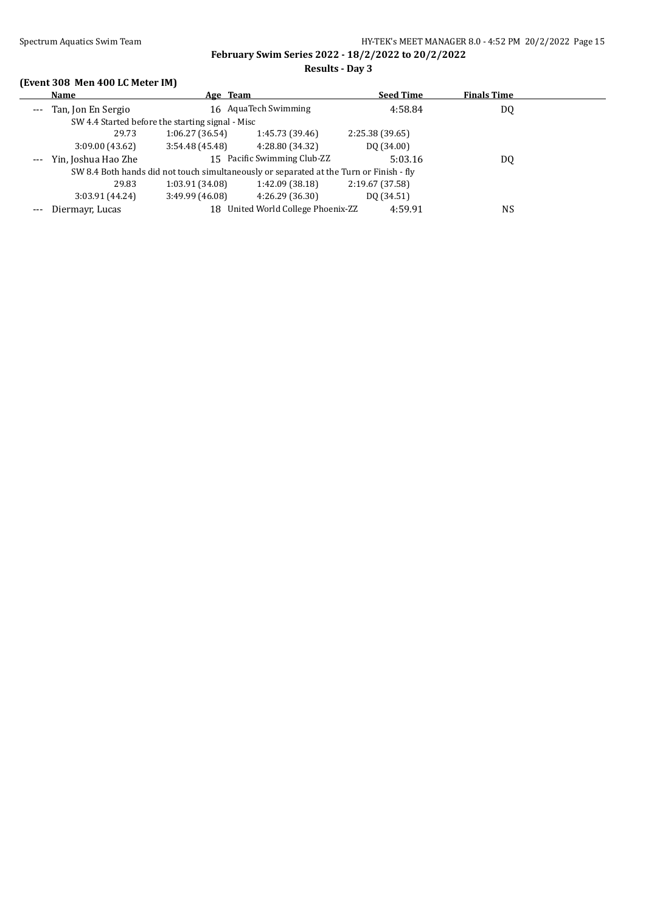**February Swim Series 2022 - 18/2/2022 to 20/2/2022**

**Results - Day 3**

### (Event 308 Men 400 LC Meter IM)

| | Name | Age | Team | Seed Time | Finals Time |
|---|---|---|---|---|---|
| --- | Tan, Jon En Sergio | 16 | AquaTech Swimming | 4:58.84 | DQ |
| | SW 4.4 Started before the starting signal - Misc | | | | |
| | 29.73 | 1:06.27 (36.54) | 1:45.73 (39.46) | 2:25.38 (39.65) | |
| | 3:09.00 (43.62) | 3:54.48 (45.48) | 4:28.80 (34.32) | DQ (34.00) | |
| --- | Yin, Joshua Hao Zhe | 15 | Pacific Swimming Club-ZZ | 5:03.16 | DQ |
| | SW 8.4 Both hands did not touch simultaneously or separated at the Turn or Finish - fly | | | | |
| | 29.83 | 1:03.91 (34.08) | 1:42.09 (38.18) | 2:19.67 (37.58) | |
| | 3:03.91 (44.24) | 3:49.99 (46.08) | 4:26.29 (36.30) | DQ (34.51) | |
| --- | Diermayr, Lucas | 18 | United World College Phoenix-ZZ | 4:59.91 | NS |